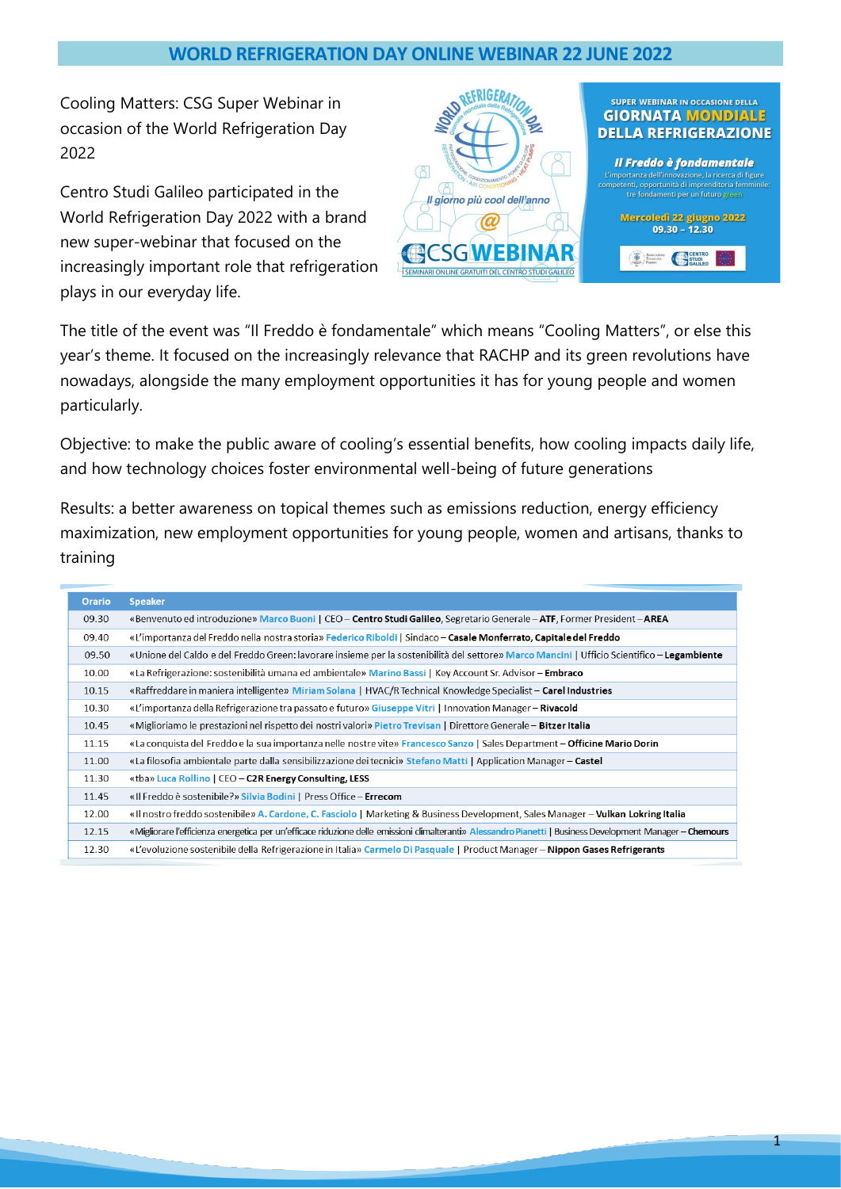# WORLD REFRIGERATION DAY ONLINE WEBINAR 22 JUNE 2022

Cooling Matters: CSG Super Webinar in occasion of the World Refrigeration Day 2022

Centro Studi Galileo participated in the World Refrigeration Day 2022 with a brand new super-webinar that focused on the increasingly important role that refrigeration plays in our everyday life.

SUPER WEBINAR IN OCCASIONE DELLA
**GIORNATA MONDIALE DELLA REFRIGERAZIONE**

***Il Freddo è fondamentale***
L'importanza dell'innovazione, la ricerca di figure competenti, opportunità di imprenditoria femminile: tre fondamenti per un futuro green

**Mercoledì 22 giugno 2022**
**09.30 – 12.30**

The title of the event was "Il Freddo è fondamentale" which means "Cooling Matters", or else this year's theme. It focused on the increasingly relevance that RACHP and its green revolutions have nowadays, alongside the many employment opportunities it has for young people and women particularly.

Objective: to make the public aware of cooling's essential benefits, how cooling impacts daily life, and how technology choices foster environmental well-being of future generations

Results: a better awareness on topical themes such as emissions reduction, energy efficiency maximization, new employment opportunities for young people, women and artisans, thanks to training

| Orario | Speaker |
|---|---|
| 09.30 | «Benvenuto ed introduzione» Marco Buoni \| CEO – **Centro Studi Galileo**, Segretario Generale – **ATF**, Former President – **AREA** |
| 09.40 | «L'importanza del Freddo nella nostra storia» Federico Riboldi \| Sindaco – **Casale Monferrato, Capitale del Freddo** |
| 09.50 | «Unione del Caldo e del Freddo Green: lavorare insieme per la sostenibilità del settore» Marco Mancini \| Ufficio Scientifico – **Legambiente** |
| 10.00 | «La Refrigerazione: sostenibilità umana ed ambientale» Marino Bassi \| Key Account Sr. Advisor – **Embraco** |
| 10.15 | «Raffreddare in maniera intelligente» Miriam Solana \| HVAC/R Technical Knowledge Specialist – **Carel Industries** |
| 10.30 | «L'importanza della Refrigerazione tra passato e futuro» Giuseppe Vitri \| Innovation Manager – **Rivacold** |
| 10.45 | «Miglioriamo le prestazioni nel rispetto dei nostri valori» Pietro Trevisan \| Direttore Generale – **Bitzer Italia** |
| 11.15 | «La conquista del Freddo e la sua importanza nelle nostre vite» Francesco Sanzo \| Sales Department – **Officine Mario Dorin** |
| 11.00 | «La filosofia ambientale parte dalla sensibilizzazione dei tecnici» Stefano Matti \| Application Manager – **Castel** |
| 11.30 | «tba» Luca Rollino \| CEO – **C2R Energy Consulting, LESS** |
| 11.45 | «Il Freddo è sostenibile?» Silvia Bodini \| Press Office – **Errecom** |
| 12.00 | «Il nostro freddo sostenibile» A. Cardone, C. Fasciolo \| Marketing & Business Development, Sales Manager – **Vulkan Lokring Italia** |
| 12.15 | «Migliorare l'efficienza energetica per un'efficace riduzione delle emissioni climalteranti» Alessandro Pianetti \| Business Development Manager – **Chemours** |
| 12.30 | «L'evoluzione sostenibile della Refrigerazione in Italia» Carmelo Di Pasquale \| Product Manager – **Nippon Gases Refrigerants** |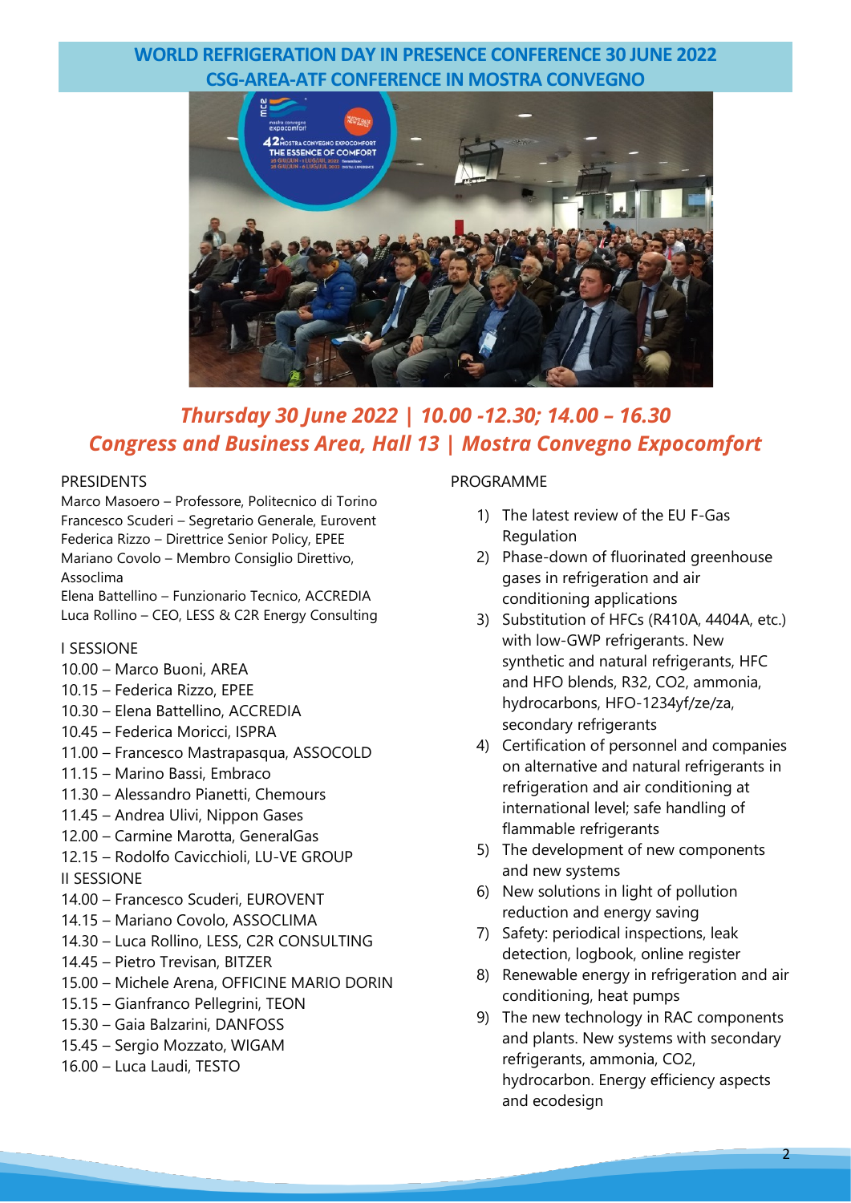# WORLD REFRIGERATION DAY IN PRESENCE CONFERENCE 30 JUNE 2022
## CSG-AREA-ATF CONFERENCE IN MOSTRA CONVEGNO

***Thursday 30 June 2022 | 10.00 -12.30; 14.00 – 16.30***
***Congress and Business Area, Hall 13 | Mostra Convegno Expocomfort***

PRESIDENTS

Marco Masoero – Professore, Politecnico di Torino
Francesco Scuderi – Segretario Generale, Eurovent
Federica Rizzo – Direttrice Senior Policy, EPEE
Mariano Covolo – Membro Consiglio Direttivo, Assoclima
Elena Battellino – Funzionario Tecnico, ACCREDIA
Luca Rollino – CEO, LESS & C2R Energy Consulting

I SESSIONE

10.00 – Marco Buoni, AREA
10.15 – Federica Rizzo, EPEE
10.30 – Elena Battellino, ACCREDIA
10.45 – Federica Moricci, ISPRA
11.00 – Francesco Mastrapasqua, ASSOCOLD
11.15 – Marino Bassi, Embraco
11.30 – Alessandro Pianetti, Chemours
11.45 – Andrea Ulivi, Nippon Gases
12.00 – Carmine Marotta, GeneralGas
12.15 – Rodolfo Cavicchioli, LU-VE GROUP

II SESSIONE

14.00 – Francesco Scuderi, EUROVENT
14.15 – Mariano Covolo, ASSOCLIMA
14.30 – Luca Rollino, LESS, C2R CONSULTING
14.45 – Pietro Trevisan, BITZER
15.00 – Michele Arena, OFFICINE MARIO DORIN
15.15 – Gianfranco Pellegrini, TEON
15.30 – Gaia Balzarini, DANFOSS
15.45 – Sergio Mozzato, WIGAM
16.00 – Luca Laudi, TESTO

PROGRAMME

1) The latest review of the EU F-Gas Regulation
2) Phase-down of fluorinated greenhouse gases in refrigeration and air conditioning applications
3) Substitution of HFCs (R410A, 4404A, etc.) with low-GWP refrigerants. New synthetic and natural refrigerants, HFC and HFO blends, R32, $CO_2$, ammonia, hydrocarbons, HFO-1234yf/ze/za, secondary refrigerants
4) Certification of personnel and companies on alternative and natural refrigerants in refrigeration and air conditioning at international level; safe handling of flammable refrigerants
5) The development of new components and new systems
6) New solutions in light of pollution reduction and energy saving
7) Safety: periodical inspections, leak detection, logbook, online register
8) Renewable energy in refrigeration and air conditioning, heat pumps
9) The new technology in RAC components and plants. New systems with secondary refrigerants, ammonia, $CO_2$, hydrocarbon. Energy efficiency aspects and ecodesign